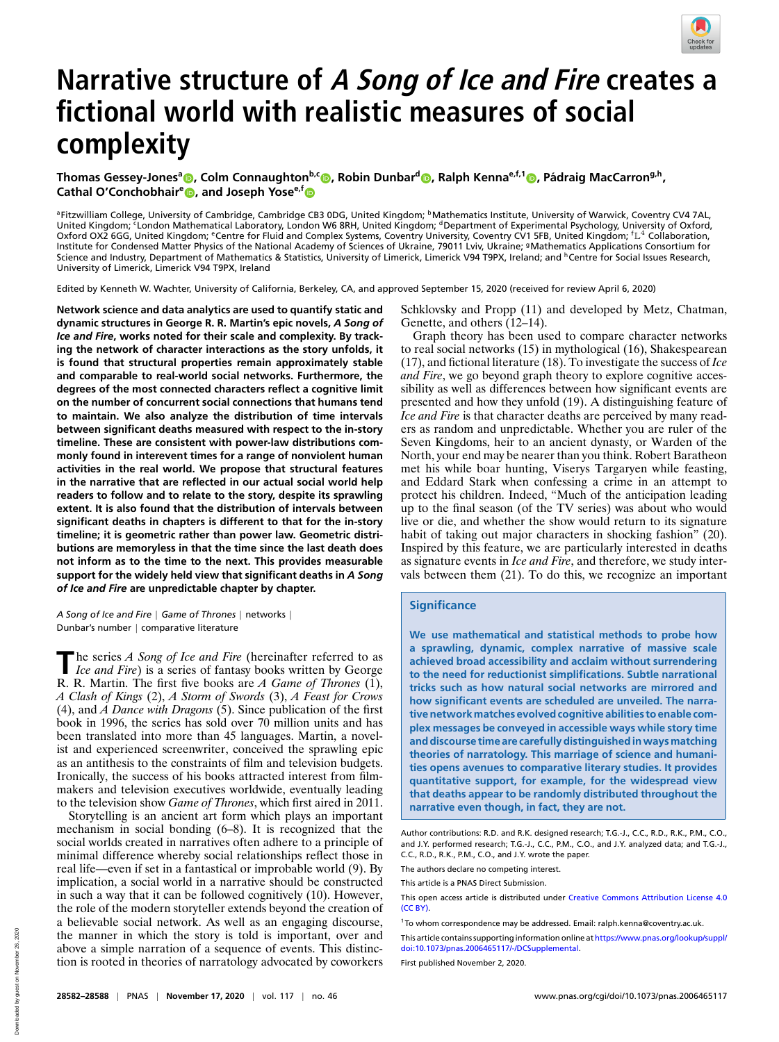# Narrative structure of *A Song of Ice and Fire* creates a fictional world with realistic measures of social complexity

**Thomas Gessey-Jones[a], Colm Connaughton[b,c], Robin Dunbar[d], Ralph Kenna[e,f,1], Pádraig MacCarron[g,h], Cathal O'Conchobhair[e], and Joseph Yose[e,f]**

[a]Fitzwilliam College, University of Cambridge, Cambridge CB3 0DG, United Kingdom; [b]Mathematics Institute, University of Warwick, Coventry CV4 7AL, United Kingdom; [c]London Mathematical Laboratory, London W6 8RH, United Kingdom; [d]Department of Experimental Psychology, University of Oxford, Oxford OX2 6GG, United Kingdom; [e]Centre for Fluid and Complex Systems, Coventry University, Coventry CV1 5FB, United Kingdom; [f]$\mathbb{L}^4$ Collaboration, Institute for Condensed Matter Physics of the National Academy of Sciences of Ukraine, 79011 Lviv, Ukraine; [g]Mathematics Applications Consortium for Science and Industry, Department of Mathematics & Statistics, University of Limerick, Limerick V94 T9PX, Ireland; and [h]Centre for Social Issues Research, University of Limerick, Limerick V94 T9PX, Ireland

Edited by Kenneth W. Wachter, University of California, Berkeley, CA, and approved September 15, 2020 (received for review April 6, 2020)

**Network science and data analytics are used to quantify static and dynamic structures in George R. R. Martin's epic novels, *A Song of Ice and Fire*, works noted for their scale and complexity. By tracking the network of character interactions as the story unfolds, it is found that structural properties remain approximately stable and comparable to real-world social networks. Furthermore, the degrees of the most connected characters reflect a cognitive limit on the number of concurrent social connections that humans tend to maintain. We also analyze the distribution of time intervals between significant deaths measured with respect to the in-story timeline. These are consistent with power-law distributions commonly found in interevent times for a range of nonviolent human activities in the real world. We propose that structural features in the narrative that are reflected in our actual social world help readers to follow and to relate to the story, despite its sprawling extent. It is also found that the distribution of intervals between significant deaths in chapters is different to that for the in-story timeline; it is geometric rather than power law. Geometric distributions are memoryless in that the time since the last death does not inform as to the time to the next. This provides measurable support for the widely held view that significant deaths in *A Song of Ice and Fire* are unpredictable chapter by chapter.**

*A Song of Ice and Fire* | *Game of Thrones* | networks | Dunbar's number | comparative literature

The series *A Song of Ice and Fire* (hereinafter referred to as *Ice and Fire*) is a series of fantasy books written by George R. R. Martin. The first five books are *A Game of Thrones* (1), *A Clash of Kings* (2), *A Storm of Swords* (3), *A Feast for Crows* (4), and *A Dance with Dragons* (5). Since publication of the first book in 1996, the series has sold over 70 million units and has been translated into more than 45 languages. Martin, a novelist and experienced screenwriter, conceived the sprawling epic as an antithesis to the constraints of film and television budgets. Ironically, the success of his books attracted interest from filmmakers and television executives worldwide, eventually leading to the television show *Game of Thrones*, which first aired in 2011.

Storytelling is an ancient art form which plays an important mechanism in social bonding (6–8). It is recognized that the social worlds created in narratives often adhere to a principle of minimal difference whereby social relationships reflect those in real life—even if set in a fantastical or improbable world (9). By implication, a social world in a narrative should be constructed in such a way that it can be followed cognitively (10). However, the role of the modern storyteller extends beyond the creation of a believable social network. As well as an engaging discourse, the manner in which the story is told is important, over and above a simple narration of a sequence of events. This distinction is rooted in theories of narratology advocated by coworkers Schklovsky and Propp (11) and developed by Metz, Chatman, Genette, and others (12–14).

Graph theory has been used to compare character networks to real social networks (15) in mythological (16), Shakespearean (17), and fictional literature (18). To investigate the success of *Ice and Fire*, we go beyond graph theory to explore cognitive accessibility as well as differences between how significant events are presented and how they unfold (19). A distinguishing feature of *Ice and Fire* is that character deaths are perceived by many readers as random and unpredictable. Whether you are ruler of the Seven Kingdoms, heir to an ancient dynasty, or Warden of the North, your end may be nearer than you think. Robert Baratheon met his while boar hunting, Viserys Targaryen while feasting, and Eddard Stark when confessing a crime in an attempt to protect his children. Indeed, "Much of the anticipation leading up to the final season (of the TV series) was about who would live or die, and whether the show would return to its signature habit of taking out major characters in shocking fashion" (20). Inspired by this feature, we are particularly interested in deaths as signature events in *Ice and Fire*, and therefore, we study intervals between them (21). To do this, we recognize an important

## Significance

**We use mathematical and statistical methods to probe how a sprawling, dynamic, complex narrative of massive scale achieved broad accessibility and acclaim without surrendering to the need for reductionist simplifications. Subtle narrational tricks such as how natural social networks are mirrored and how significant events are scheduled are unveiled. The narrative network matches evolved cognitive abilities to enable complex messages be conveyed in accessible ways while story time and discourse time are carefully distinguished in ways matching theories of narratology. This marriage of science and humanities opens avenues to comparative literary studies. It provides quantitative support, for example, for the widespread view that deaths appear to be randomly distributed throughout the narrative even though, in fact, they are not.**

Author contributions: R.D. and R.K. designed research; T.G.-J., C.C., R.D., R.K., P.M., C.O., and J.Y. performed research; T.G.-J., C.C., P.M., C.O., and J.Y. analyzed data; and T.G.-J., C.C., R.D., R.K., P.M., C.O., and J.Y. wrote the paper.

The authors declare no competing interest.

This article is a PNAS Direct Submission.

This open access article is distributed under Creative Commons Attribution License 4.0 (CC BY).

[1]To whom correspondence may be addressed. Email: ralph.kenna@coventry.ac.uk.

This article contains supporting information online at https://www.pnas.org/lookup/suppl/doi:10.1073/pnas.2006465117/-/DCSupplemental.

First published November 2, 2020.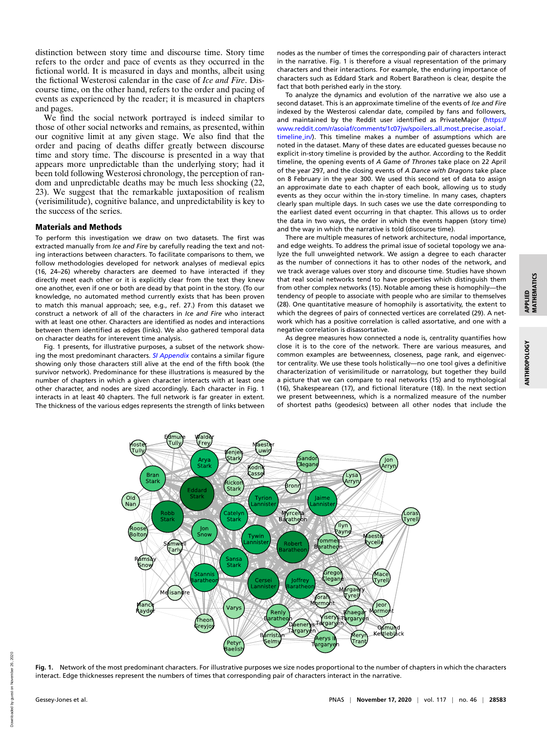distinction between story time and discourse time. Story time refers to the order and pace of events as they occurred in the fictional world. It is measured in days and months, albeit using the fictional Westerosi calendar in the case of *Ice and Fire*. Discourse time, on the other hand, refers to the order and pacing of events as experienced by the reader; it is measured in chapters and pages.

We find the social network portrayed is indeed similar to those of other social networks and remains, as presented, within our cognitive limit at any given stage. We also find that the order and pacing of deaths differ greatly between discourse time and story time. The discourse is presented in a way that appears more unpredictable than the underlying story; had it been told following Westerosi chronology, the perception of random and unpredictable deaths may be much less shocking (22, 23). We suggest that the remarkable juxtaposition of realism (verisimilitude), cognitive balance, and unpredictability is key to the success of the series.

## Materials and Methods

To perform this investigation we draw on two datasets. The first was extracted manually from *Ice and Fire* by carefully reading the text and noting interactions between characters. To facilitate comparisons to them, we follow methodologies developed for network analyses of medieval epics (16, 24–26) whereby characters are deemed to have interacted if they directly meet each other or it is explicitly clear from the text they knew one another, even if one or both are dead by that point in the story. (To our knowledge, no automated method currently exists that has been proven to match this manual approach; see, e.g., ref. 27.) From this dataset we construct a network of all of the characters in *Ice and Fire* who interact with at least one other. Characters are identified as nodes and interactions between them identified as edges (links). We also gathered temporal data on character deaths for interevent time analysis.

Fig. 1 presents, for illustrative purposes, a subset of the network showing the most predominant characters. *SI Appendix* contains a similar figure showing only those characters still alive at the end of the fifth book (the survivor network). Predominance for these illustrations is measured by the number of chapters in which a given character interacts with at least one other character, and nodes are sized accordingly. Each character in Fig. 1 interacts in at least 40 chapters. The full network is far greater in extent. The thickness of the various edges represents the strength of links between nodes as the number of times the corresponding pair of characters interact in the narrative. Fig. 1 is therefore a visual representation of the primary characters and their interactions. For example, the enduring importance of characters such as Eddard Stark and Robert Baratheon is clear, despite the fact that both perished early in the story.

To analyze the dynamics and evolution of the narrative we also use a second dataset. This is an approximate timeline of the events of *Ice and Fire* indexed by the Westerosi calendar date, compiled by fans and followers, and maintained by the Reddit user identified as PrivateMajor (https://www.reddit.com/r/asoiaf/comments/1c07jw/spoilers_all_most_precise_asoiaf_timeline_in/). This timeline makes a number of assumptions which are noted in the dataset. Many of these dates are educated guesses because no explicit in-story timeline is provided by the author. According to the Reddit timeline, the opening events of *A Game of Thrones* take place on 22 April of the year 297, and the closing events of *A Dance with Dragons* take place on 8 February in the year 300. We used this second set of data to assign an approximate date to each chapter of each book, allowing us to study events as they occur within the in-story timeline. In many cases, chapters clearly span multiple days. In such cases we use the date corresponding to the earliest dated event occurring in that chapter. This allows us to order the data in two ways, the order in which the events happen (story time) and the way in which the narrative is told (discourse time).

There are multiple measures of network architecture, nodal importance, and edge weights. To address the primal issue of societal topology we analyze the full unweighted network. We assign a degree to each character as the number of connections it has to other nodes of the network, and we track average values over story and discourse time. Studies have shown that real social networks tend to have properties which distinguish them from other complex networks (15). Notable among these is homophily—the tendency of people to associate with people who are similar to themselves (28). One quantitative measure of homophily is assortativity, the extent to which the degrees of pairs of connected vertices are correlated (29). A network which has a positive correlation is called assortative, and one with a negative correlation is called disassortative.

As degree measures how connected a node is, centrality quantifies how close it is to the core of the network. There are various measures, and common examples are betweenness, closeness, page rank, and eigenvector centrality. We use these tools holistically—no one tool gives a definitive characterization of verisimilitude or narratology, but together they build a picture that we can compare to real networks (15) and to mythological (16), Shakespearean (17), and fictional literature (18). In the next section we present betweenness, which is a normalized measure of the number of shortest paths (geodesics) between all other nodes that include the

**Fig. 1.** Network of the most predominant characters. For illustrative purposes we size nodes proportional to the number of chapters in which the characters interact. Edge thicknesses represent the numbers of times that corresponding pair of characters interact in the narrative.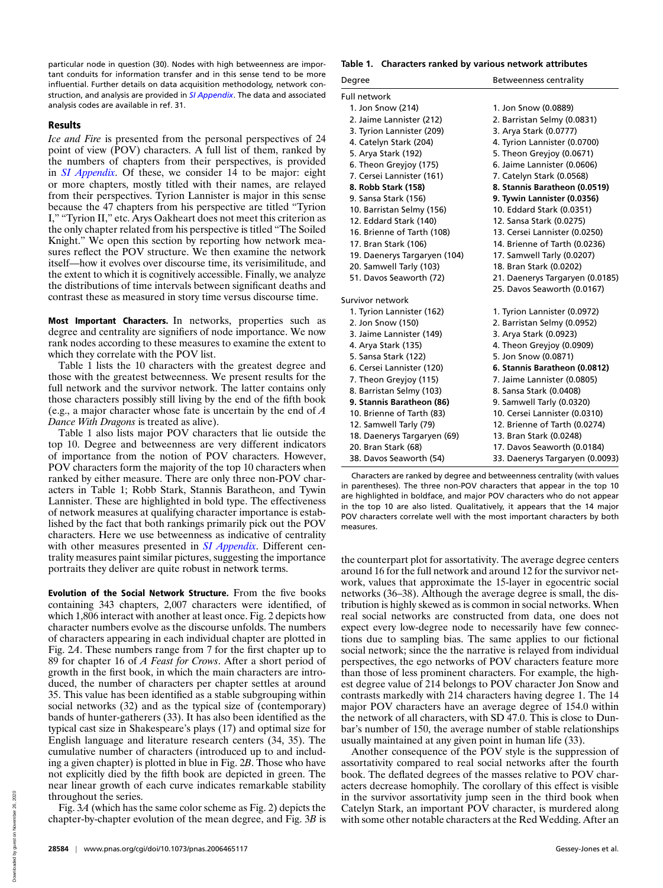particular node in question (30). Nodes with high betweenness are important conduits for information transfer and in this sense tend to be more influential. Further details on data acquisition methodology, network construction, and analysis are provided in *SI Appendix*. The data and associated analysis codes are available in ref. 31.

## Results

*Ice and Fire* is presented from the personal perspectives of 24 point of view (POV) characters. A full list of them, ranked by the numbers of chapters from their perspectives, is provided in *SI Appendix*. Of these, we consider 14 to be major: eight or more chapters, mostly titled with their names, are relayed from their perspectives. Tyrion Lannister is major in this sense because the 47 chapters from his perspective are titled "Tyrion I," "Tyrion II," etc. Arys Oakheart does not meet this criterion as the only chapter related from his perspective is titled "The Soiled Knight." We open this section by reporting how network measures reflect the POV structure. We then examine the network itself—how it evolves over discourse time, its verisimilitude, and the extent to which it is cognitively accessible. Finally, we analyze the distributions of time intervals between significant deaths and contrast these as measured in story time versus discourse time.

**Most Important Characters.** In networks, properties such as degree and centrality are signifiers of node importance. We now rank nodes according to these measures to examine the extent to which they correlate with the POV list.

Table 1 lists the 10 characters with the greatest degree and those with the greatest betweenness. We present results for the full network and the survivor network. The latter contains only those characters possibly still living by the end of the fifth book (e.g., a major character whose fate is uncertain by the end of *A Dance With Dragons* is treated as alive).

Table 1 also lists major POV characters that lie outside the top 10. Degree and betweenness are very different indicators of importance from the notion of POV characters. However, POV characters form the majority of the top 10 characters when ranked by either measure. There are only three non-POV characters in Table 1; Robb Stark, Stannis Baratheon, and Tywin Lannister. These are highlighted in bold type. The effectiveness of network measures at qualifying character importance is established by the fact that both rankings primarily pick out the POV characters. Here we use betweenness as indicative of centrality with other measures presented in *SI Appendix*. Different centrality measures paint similar pictures, suggesting the importance portraits they deliver are quite robust in network terms.

**Table 1. Characters ranked by various network attributes**

| Degree | Betweenness centrality |
|---|---|
| **Full network** | |
| 1. Jon Snow (214) | 1. Jon Snow (0.0889) |
| 2. Jaime Lannister (212) | 2. Barristan Selmy (0.0831) |
| 3. Tyrion Lannister (209) | 3. Arya Stark (0.0777) |
| 4. Catelyn Stark (204) | 4. Tyrion Lannister (0.0700) |
| 5. Arya Stark (192) | 5. Theon Greyjoy (0.0671) |
| 6. Theon Greyjoy (175) | 6. Jaime Lannister (0.0606) |
| 7. Cersei Lannister (161) | 7. Catelyn Stark (0.0568) |
| **8. Robb Stark (158)** | **8. Stannis Baratheon (0.0519)** |
| 9. Sansa Stark (156) | **9. Tywin Lannister (0.0356)** |
| 10. Barristan Selmy (156) | 10. Eddard Stark (0.0351) |
| 12. Eddard Stark (140) | 12. Sansa Stark (0.0275) |
| 16. Brienne of Tarth (108) | 13. Cersei Lannister (0.0250) |
| 17. Bran Stark (106) | 14. Brienne of Tarth (0.0236) |
| 19. Daenerys Targaryen (104) | 17. Samwell Tarly (0.0207) |
| 20. Samwell Tarly (103) | 18. Bran Stark (0.0202) |
| 51. Davos Seaworth (72) | 21. Daenerys Targaryen (0.0185) |
| | 25. Davos Seaworth (0.0167) |
| **Survivor network** | |
| 1. Tyrion Lannister (162) | 1. Tyrion Lannister (0.0972) |
| 2. Jon Snow (150) | 2. Barristan Selmy (0.0952) |
| 3. Jaime Lannister (149) | 3. Arya Stark (0.0923) |
| 4. Arya Stark (135) | 4. Theon Greyjoy (0.0909) |
| 5. Sansa Stark (122) | 5. Jon Snow (0.0871) |
| 6. Cersei Lannister (120) | **6. Stannis Baratheon (0.0812)** |
| 7. Theon Greyjoy (115) | 7. Jaime Lannister (0.0805) |
| 8. Barristan Selmy (103) | 8. Sansa Stark (0.0408) |
| **9. Stannis Baratheon (86)** | 9. Samwell Tarly (0.0320) |
| 10. Brienne of Tarth (83) | 10. Cersei Lannister (0.0310) |
| 12. Samwell Tarly (79) | 12. Brienne of Tarth (0.0274) |
| 18. Daenerys Targaryen (69) | 13. Bran Stark (0.0248) |
| 20. Bran Stark (68) | 17. Davos Seaworth (0.0184) |
| 38. Davos Seaworth (54) | 33. Daenerys Targaryen (0.0093) |

Characters are ranked by degree and betweenness centrality (with values in parentheses). The three non-POV characters that appear in the top 10 are highlighted in boldface, and major POV characters who do not appear in the top 10 are also listed. Qualitatively, it appears that the 14 major POV characters correlate well with the most important characters by both measures.

**Evolution of the Social Network Structure.** From the five books containing 343 chapters, 2,007 characters were identified, of which 1,806 interact with another at least once. Fig. 2 depicts how character numbers evolve as the discourse unfolds. The numbers of characters appearing in each individual chapter are plotted in Fig. 2*A*. These numbers range from 7 for the first chapter up to 89 for chapter 16 of *A Feast for Crows*. After a short period of growth in the first book, in which the main characters are introduced, the number of characters per chapter settles at around 35. This value has been identified as a stable subgrouping within social networks (32) and as the typical size of (contemporary) bands of hunter-gatherers (33). It has also been identified as the typical cast size in Shakespeare's plays (17) and optimal size for English language and literature research centers (34, 35). The cumulative number of characters (introduced up to and including a given chapter) is plotted in blue in Fig. 2*B*. Those who have not explicitly died by the fifth book are depicted in green. The near linear growth of each curve indicates remarkable stability throughout the series.

Fig. 3*A* (which has the same color scheme as Fig. 2) depicts the chapter-by-chapter evolution of the mean degree, and Fig. 3*B* is the counterpart plot for assortativity. The average degree centers around 16 for the full network and around 12 for the survivor network, values that approximate the 15-layer in egocentric social networks (36–38). Although the average degree is small, the distribution is highly skewed as is common in social networks. When real social networks are constructed from data, one does not expect every low-degree node to necessarily have few connections due to sampling bias. The same applies to our fictional social network; since the the narrative is relayed from individual perspectives, the ego networks of POV characters feature more than those of less prominent characters. For example, the highest degree value of 214 belongs to POV character Jon Snow and contrasts markedly with 214 characters having degree 1. The 14 major POV characters have an average degree of 154.0 within the network of all characters, with SD 47.0. This is close to Dunbar's number of 150, the average number of stable relationships usually maintained at any given point in human life (33).

Another consequence of the POV style is the suppression of assortativity compared to real social networks after the fourth book. The deflated degrees of the masses relative to POV characters decrease homophily. The corollary of this effect is visible in the survivor assortativity jump seen in the third book when Catelyn Stark, an important POV character, is murdered along with some other notable characters at the Red Wedding. After an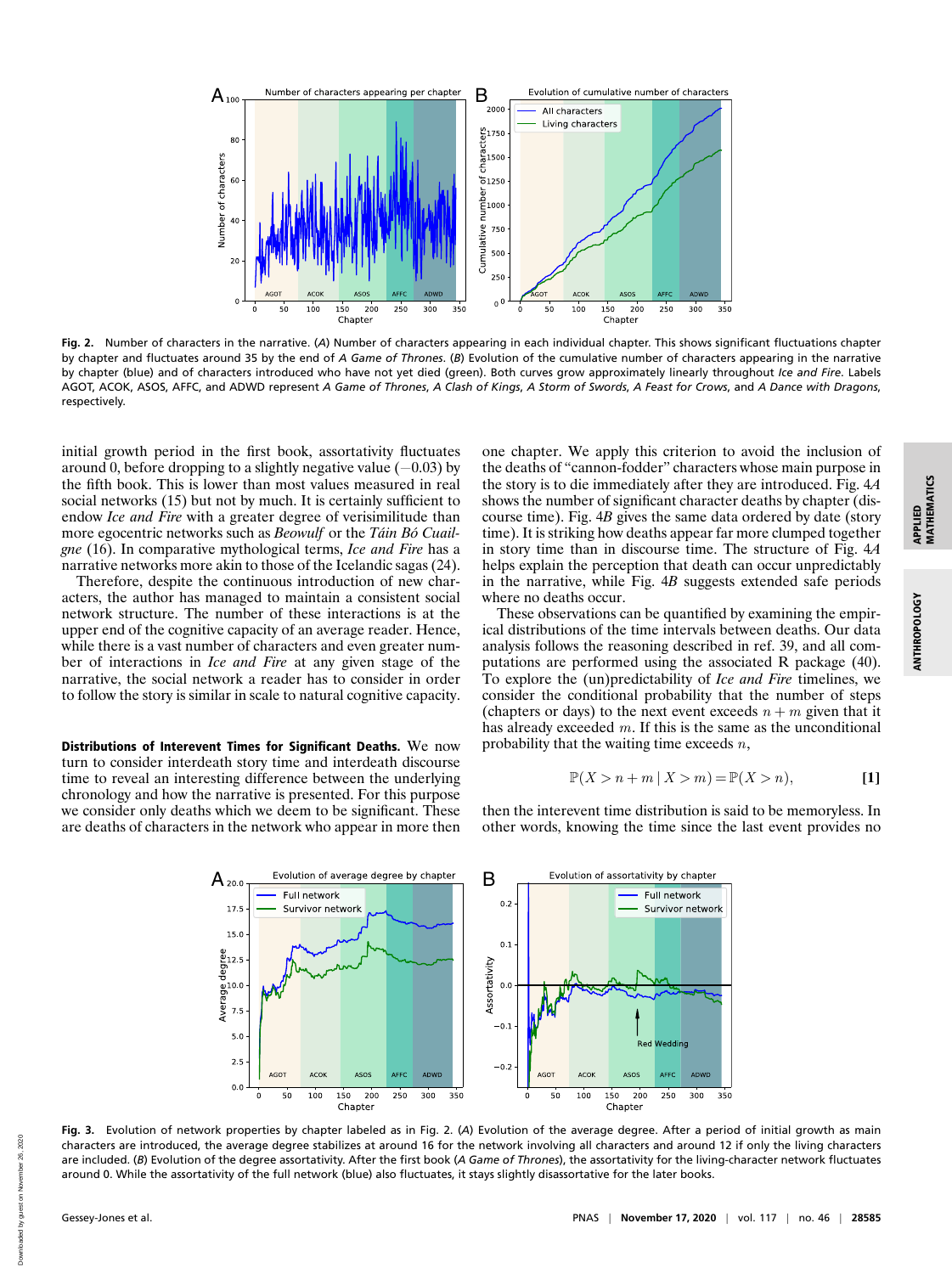Fig. 2. Number of characters in the narrative. (*A*) Number of characters appearing in each individual chapter. This shows significant fluctuations chapter by chapter and fluctuates around 35 by the end of *A Game of Thrones*. (*B*) Evolution of the cumulative number of characters appearing in the narrative by chapter (blue) and of characters introduced who have not yet died (green). Both curves grow approximately linearly throughout *Ice and Fire*. Labels AGOT, ACOK, ASOS, AFFC, and ADWD represent *A Game of Thrones*, *A Clash of Kings*, *A Storm of Swords*, *A Feast for Crows*, and *A Dance with Dragons*, respectively.

initial growth period in the first book, assortativity fluctuates around 0, before dropping to a slightly negative value (−0.03) by the fifth book. This is lower than most values measured in real social networks (15) but not by much. It is certainly sufficient to endow *Ice and Fire* with a greater degree of verisimilitude than more egocentric networks such as *Beowulf* or the *Táin Bó Cuailgne* (16). In comparative mythological terms, *Ice and Fire* has a narrative networks more akin to those of the Icelandic sagas (24).

Therefore, despite the continuous introduction of new characters, the author has managed to maintain a consistent social network structure. The number of these interactions is at the upper end of the cognitive capacity of an average reader. Hence, while there is a vast number of characters and even greater number of interactions in *Ice and Fire* at any given stage of the narrative, the social network a reader has to consider in order to follow the story is similar in scale to natural cognitive capacity.

**Distributions of Interevent Times for Significant Deaths.** We now turn to consider interdeath story time and interdeath discourse time to reveal an interesting difference between the underlying chronology and how the narrative is presented. For this purpose we consider only deaths which we deem to be significant. These are deaths of characters in the network who appear in more then one chapter. We apply this criterion to avoid the inclusion of the deaths of "cannon-fodder" characters whose main purpose in the story is to die immediately after they are introduced. Fig. 4*A* shows the number of significant character deaths by chapter (discourse time). Fig. 4*B* gives the same data ordered by date (story time). It is striking how deaths appear far more clumped together in story time than in discourse time. The structure of Fig. 4*A* helps explain the perception that death can occur unpredictably in the narrative, while Fig. 4*B* suggests extended safe periods where no deaths occur.

These observations can be quantified by examining the empirical distributions of the time intervals between deaths. Our data analysis follows the reasoning described in ref. 39, and all computations are performed using the associated R package (40). To explore the (un)predictability of *Ice and Fire* timelines, we consider the conditional probability that the number of steps (chapters or days) to the next event exceeds $n + m$ given that it has already exceeded $m$. If this is the same as the unconditional probability that the waiting time exceeds $n$,

$$\mathbb{P}(X > n + m \mid X > m) = \mathbb{P}(X > n), \qquad [1]$$

then the interevent time distribution is said to be memoryless. In other words, knowing the time since the last event provides no

Fig. 3. Evolution of network properties by chapter labeled as in Fig. 2. (*A*) Evolution of the average degree. After a period of initial growth as main characters are introduced, the average degree stabilizes at around 16 for the network involving all characters and around 12 if only the living characters are included. (*B*) Evolution of the degree assortativity. After the first book (*A Game of Thrones*), the assortativity for the living-character network fluctuates around 0. While the assortativity of the full network (blue) also fluctuates, it stays slightly disassortative for the later books.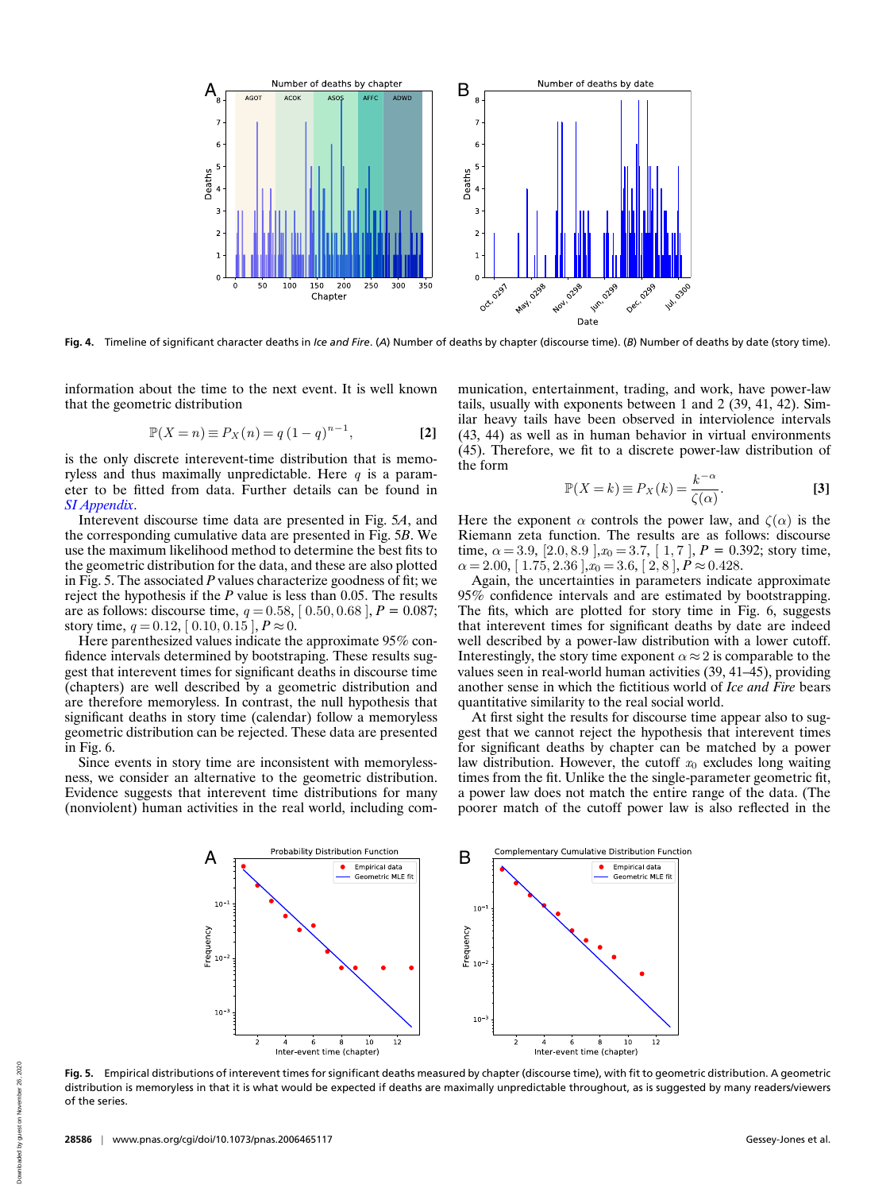Fig. 4. Timeline of significant character deaths in *Ice and Fire*. (*A*) Number of deaths by chapter (discourse time). (*B*) Number of deaths by date (story time).

information about the time to the next event. It is well known that the geometric distribution

$$\mathbb{P}(X = n) \equiv P_X(n) = q\,(1-q)^{n-1}, \qquad [2]$$

is the only discrete interevent-time distribution that is memoryless and thus maximally unpredictable. Here $q$ is a parameter to be fitted from data. Further details can be found in *SI Appendix*.

Interevent discourse time data are presented in Fig. 5*A*, and the corresponding cumulative data are presented in Fig. 5*B*. We use the maximum likelihood method to determine the best fits to the geometric distribution for the data, and these are also plotted in Fig. 5. The associated $P$ values characterize goodness of fit; we reject the hypothesis if the $P$ value is less than 0.05. The results are as follows: discourse time, $q = 0.58$, $[\,0.50, 0.68\,]$, $P = 0.087$; story time, $q = 0.12$, $[\,0.10, 0.15\,]$, $P \approx 0$.

Here parenthesized values indicate the approximate 95% confidence intervals determined by bootstraping. These results suggest that interevent times for significant deaths in discourse time (chapters) are well described by a geometric distribution and are therefore memoryless. In contrast, the null hypothesis that significant deaths in story time (calendar) follow a memoryless geometric distribution can be rejected. These data are presented in Fig. 6.

Since events in story time are inconsistent with memorylessness, we consider an alternative to the geometric distribution. Evidence suggests that interevent time distributions for many (nonviolent) human activities in the real world, including communication, entertainment, trading, and work, have power-law tails, usually with exponents between 1 and 2 (39, 41, 42). Similar heavy tails have been observed in interviolence intervals (43, 44) as well as in human behavior in virtual environments (45). Therefore, we fit to a discrete power-law distribution of the form

$$\mathbb{P}(X = k) \equiv P_X(k) = \frac{k^{-\alpha}}{\zeta(\alpha)}. \qquad [3]$$

Here the exponent $\alpha$ controls the power law, and $\zeta(\alpha)$ is the Riemann zeta function. The results are as follows: discourse time, $\alpha = 3.9$, $[2.0, 8.9\,]$, $x_0 = 3.7$, $[\,1, 7\,]$, $P = 0.392$; story time, $\alpha = 2.00$, $[\,1.75, 2.36\,]$, $x_0 = 3.6$, $[\,2, 8\,]$, $P \approx 0.428$.

Again, the uncertainties in parameters indicate approximate 95% confidence intervals and are estimated by bootstrapping. The fits, which are plotted for story time in Fig. 6, suggests that interevent times for significant deaths by date are indeed well described by a power-law distribution with a lower cutoff. Interestingly, the story time exponent $\alpha \approx 2$ is comparable to the values seen in real-world human activities (39, 41–45), providing another sense in which the fictitious world of *Ice and Fire* bears quantitative similarity to the real social world.

At first sight the results for discourse time appear also to suggest that we cannot reject the hypothesis that interevent times for significant deaths by chapter can be matched by a power law distribution. However, the cutoff $x_0$ excludes long waiting times from the fit. Unlike the the single-parameter geometric fit, a power law does not match the entire range of the data. (The poorer match of the cutoff power law is also reflected in the

Fig. 5. Empirical distributions of interevent times for significant deaths measured by chapter (discourse time), with fit to geometric distribution. A geometric distribution is memoryless in that it is what would be expected if deaths are maximally unpredictable throughout, as is suggested by many readers/viewers of the series.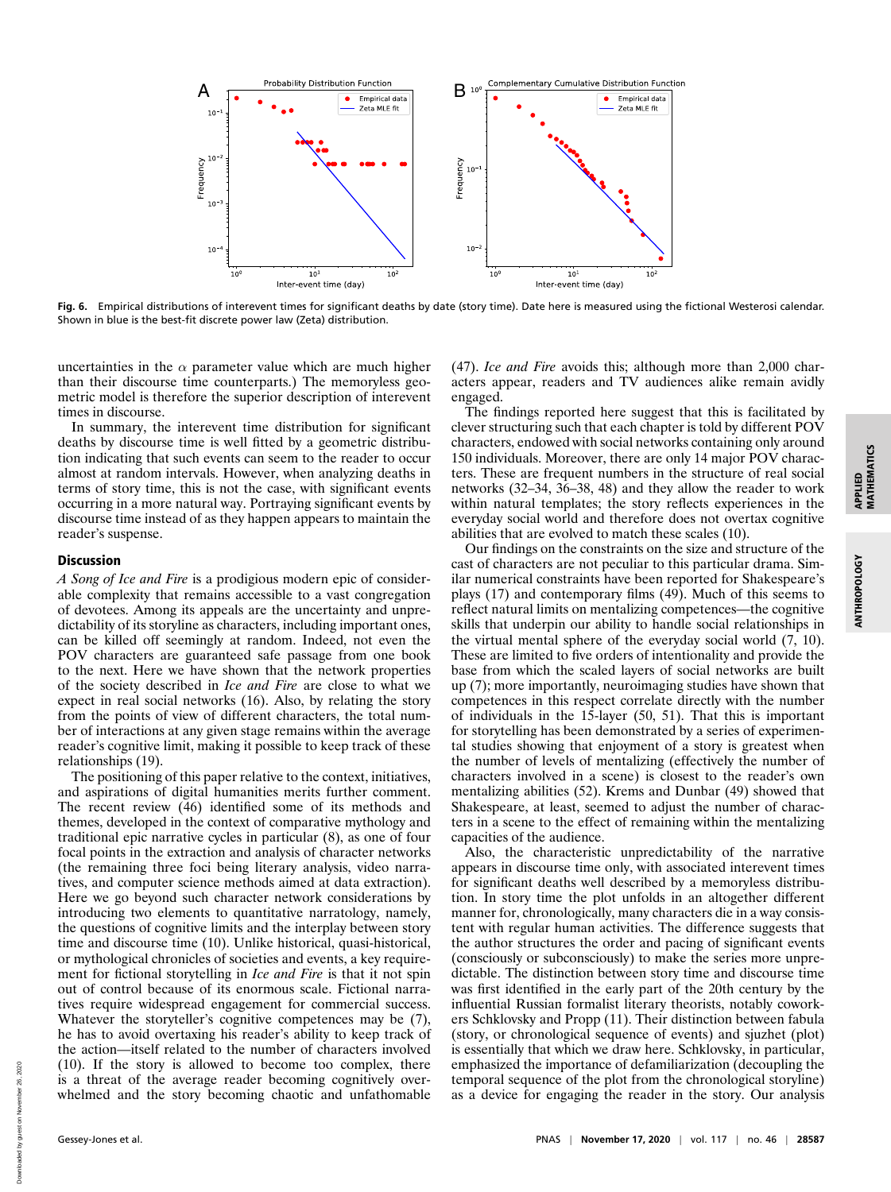Fig. 6. Empirical distributions of interevent times for significant deaths by date (story time). Date here is measured using the fictional Westerosi calendar. Shown in blue is the best-fit discrete power law (Zeta) distribution.

uncertainties in the $\alpha$ parameter value which are much higher than their discourse time counterparts.) The memoryless geometric model is therefore the superior description of interevent times in discourse.

In summary, the interevent time distribution for significant deaths by discourse time is well fitted by a geometric distribution indicating that such events can seem to the reader to occur almost at random intervals. However, when analyzing deaths in terms of story time, this is not the case, with significant events occurring in a more natural way. Portraying significant events by discourse time instead of as they happen appears to maintain the reader's suspense.

## Discussion

*A Song of Ice and Fire* is a prodigious modern epic of considerable complexity that remains accessible to a vast congregation of devotees. Among its appeals are the uncertainty and unpredictability of its storyline as characters, including important ones, can be killed off seemingly at random. Indeed, not even the POV characters are guaranteed safe passage from one book to the next. Here we have shown that the network properties of the society described in *Ice and Fire* are close to what we expect in real social networks (16). Also, by relating the story from the points of view of different characters, the total number of interactions at any given stage remains within the average reader's cognitive limit, making it possible to keep track of these relationships (19).

The positioning of this paper relative to the context, initiatives, and aspirations of digital humanities merits further comment. The recent review (46) identified some of its methods and themes, developed in the context of comparative mythology and traditional epic narrative cycles in particular (8), as one of four focal points in the extraction and analysis of character networks (the remaining three foci being literary analysis, video narratives, and computer science methods aimed at data extraction). Here we go beyond such character network considerations by introducing two elements to quantitative narratology, namely, the questions of cognitive limits and the interplay between story time and discourse time (10). Unlike historical, quasi-historical, or mythological chronicles of societies and events, a key requirement for fictional storytelling in *Ice and Fire* is that it not spin out of control because of its enormous scale. Fictional narratives require widespread engagement for commercial success. Whatever the storyteller's cognitive competences may be (7), he has to avoid overtaxing his reader's ability to keep track of the action—itself related to the number of characters involved (10). If the story is allowed to become too complex, there is a threat of the average reader becoming cognitively overwhelmed and the story becoming chaotic and unfathomable (47). *Ice and Fire* avoids this; although more than 2,000 characters appear, readers and TV audiences alike remain avidly engaged.

The findings reported here suggest that this is facilitated by clever structuring such that each chapter is told by different POV characters, endowed with social networks containing only around 150 individuals. Moreover, there are only 14 major POV characters. These are frequent numbers in the structure of real social networks (32–34, 36–38, 48) and they allow the reader to work within natural templates; the story reflects experiences in the everyday social world and therefore does not overtax cognitive abilities that are evolved to match these scales (10).

Our findings on the constraints on the size and structure of the cast of characters are not peculiar to this particular drama. Similar numerical constraints have been reported for Shakespeare's plays (17) and contemporary films (49). Much of this seems to reflect natural limits on mentalizing competences—the cognitive skills that underpin our ability to handle social relationships in the virtual mental sphere of the everyday social world (7, 10). These are limited to five orders of intentionality and provide the base from which the scaled layers of social networks are built up (7); more importantly, neuroimaging studies have shown that competences in this respect correlate directly with the number of individuals in the 15-layer (50, 51). That this is important for storytelling has been demonstrated by a series of experimental studies showing that enjoyment of a story is greatest when the number of levels of mentalizing (effectively the number of characters involved in a scene) is closest to the reader's own mentalizing abilities (52). Krems and Dunbar (49) showed that Shakespeare, at least, seemed to adjust the number of characters in a scene to the effect of remaining within the mentalizing capacities of the audience.

Also, the characteristic unpredictability of the narrative appears in discourse time only, with associated interevent times for significant deaths well described by a memoryless distribution. In story time the plot unfolds in an altogether different manner for, chronologically, many characters die in a way consistent with regular human activities. The difference suggests that the author structures the order and pacing of significant events (consciously or subconsciously) to make the series more unpredictable. The distinction between story time and discourse time was first identified in the early part of the 20th century by the influential Russian formalist literary theorists, notably coworkers Schklovsky and Propp (11). Their distinction between fabula (story, or chronological sequence of events) and sjuzhet (plot) is essentially that which we draw here. Schklovsky, in particular, emphasized the importance of defamiliarization (decoupling the temporal sequence of the plot from the chronological storyline) as a device for engaging the reader in the story. Our analysis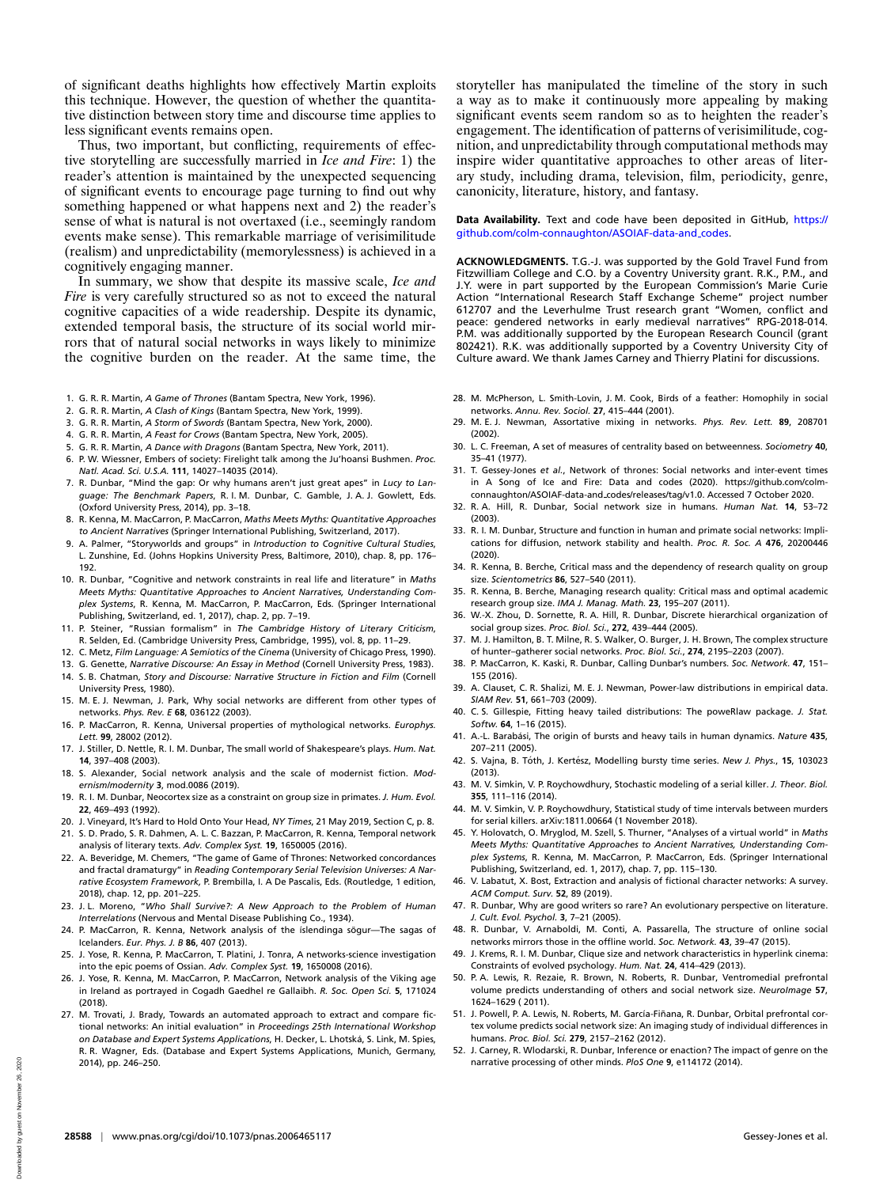of significant deaths highlights how effectively Martin exploits this technique. However, the question of whether the quantitative distinction between story time and discourse time applies to less significant events remains open.

Thus, two important, but conflicting, requirements of effective storytelling are successfully married in *Ice and Fire*: 1) the reader's attention is maintained by the unexpected sequencing of significant events to encourage page turning to find out why something happened or what happens next and 2) the reader's sense of what is natural is not overtaxed (i.e., seemingly random events make sense). This remarkable marriage of verisimilitude (realism) and unpredictability (memorylessness) is achieved in a cognitively engaging manner.

In summary, we show that despite its massive scale, *Ice and Fire* is very carefully structured so as not to exceed the natural cognitive capacities of a wide readership. Despite its dynamic, extended temporal basis, the structure of its social world mirrors that of natural social networks in ways likely to minimize the cognitive burden on the reader. At the same time, the storyteller has manipulated the timeline of the story in such a way as to make it continuously more appealing by making significant events seem random so as to heighten the reader's engagement. The identification of patterns of verisimilitude, cognition, and unpredictability through computational methods may inspire wider quantitative approaches to other areas of literary study, including drama, television, film, periodicity, genre, canonicity, literature, history, and fantasy.

**Data Availability.** Text and code have been deposited in GitHub, https://github.com/colm-connaughton/ASOIAF-data-and_codes.

**ACKNOWLEDGMENTS.** T.G.-J. was supported by the Gold Travel Fund from Fitzwilliam College and C.O. by a Coventry University grant. R.K., P.M., and J.Y. were in part supported by the European Commission's Marie Curie Action "International Research Staff Exchange Scheme" project number 612707 and the Leverhulme Trust research grant "Women, conflict and peace: gendered networks in early medieval narratives" RPG-2018-014. P.M. was additionally supported by the European Research Council (grant 802421). R.K. was additionally supported by a Coventry University City of Culture award. We thank James Carney and Thierry Platini for discussions.

1. G. R. R. Martin, *A Game of Thrones* (Bantam Spectra, New York, 1996).
2. G. R. R. Martin, *A Clash of Kings* (Bantam Spectra, New York, 1999).
3. G. R. R. Martin, *A Storm of Swords* (Bantam Spectra, New York, 2000).
4. G. R. R. Martin, *A Feast for Crows* (Bantam Spectra, New York, 2005).
5. G. R. R. Martin, *A Dance with Dragons* (Bantam Spectra, New York, 2011).
6. P. W. Wiessner, Embers of society: Firelight talk among the Ju'hoansi Bushmen. *Proc. Natl. Acad. Sci. U.S.A.* **111**, 14027–14035 (2014).
7. R. Dunbar, "Mind the gap: Or why humans aren't just great apes" in *Lucy to Language: The Benchmark Papers*, R. I. M. Dunbar, C. Gamble, J. A. J. Gowlett, Eds. (Oxford University Press, 2014), pp. 3–18.
8. R. Kenna, M. MacCarron, P. MacCarron, *Maths Meets Myths: Quantitative Approaches to Ancient Narratives* (Springer International Publishing, Switzerland, 2017).
9. A. Palmer, "Storyworlds and groups" in *Introduction to Cognitive Cultural Studies*, L. Zunshine, Ed. (Johns Hopkins University Press, Baltimore, 2010), chap. 8, pp. 176–192.
10. R. Dunbar, "Cognitive and network constraints in real life and literature" in *Maths Meets Myths: Quantitative Approaches to Ancient Narratives, Understanding Complex Systems*, R. Kenna, M. MacCarron, P. MacCarron, Eds. (Springer International Publishing, Switzerland, ed. 1, 2017), chap. 2, pp. 7–19.
11. P. Steiner, "Russian formalism" in *The Cambridge History of Literary Criticism*, R. Selden, Ed. (Cambridge University Press, Cambridge, 1995), vol. 8, pp. 11–29.
12. C. Metz, *Film Language: A Semiotics of the Cinema* (University of Chicago Press, 1990).
13. G. Genette, *Narrative Discourse: An Essay in Method* (Cornell University Press, 1983).
14. S. B. Chatman, *Story and Discourse: Narrative Structure in Fiction and Film* (Cornell University Press, 1980).
15. M. E. J. Newman, J. Park, Why social networks are different from other types of networks. *Phys. Rev. E* **68**, 036122 (2003).
16. P. MacCarron, R. Kenna, Universal properties of mythological networks. *Europhys. Lett.* **99**, 28002 (2012).
17. J. Stiller, D. Nettle, R. I. M. Dunbar, The small world of Shakespeare's plays. *Hum. Nat.* **14**, 397–408 (2003).
18. S. Alexander, Social network analysis and the scale of modernist fiction. *Modernism/modernity* **3**, mod.0086 (2019).
19. R. I. M. Dunbar, Neocortex size as a constraint on group size in primates. *J. Hum. Evol.* **22**, 469–493 (1992).
20. J. Vineyard, It's Hard to Hold Onto Your Head, *NY Times*, 21 May 2019, Section C, p. 8.
21. S. D. Prado, S. R. Dahmen, A. L. C. Bazzan, P. MacCarron, R. Kenna, Temporal network analysis of literary texts. *Adv. Complex Syst.* **19**, 1650005 (2016).
22. A. Beveridge, M. Chemers, "The game of Game of Thrones: Networked concordances and fractal dramaturgy" in *Reading Contemporary Serial Television Universes: A Narrative Ecosystem Framework*, P. Brembilla, I. A De Pascalis, Eds. (Routledge, 1 edition, 2018), chap. 12, pp. 201–225.
23. J. L. Moreno, "*Who Shall Survive?: A New Approach to the Problem of Human Interrelations* (Nervous and Mental Disease Publishing Co., 1934).
24. P. MacCarron, R. Kenna, Network analysis of the íslendinga sögur—The sagas of Icelanders. *Eur. Phys. J. B* **86**, 407 (2013).
25. J. Yose, R. Kenna, P. MacCarron, T. Platini, J. Tonra, A networks-science investigation into the epic poems of Ossian. *Adv. Complex Syst.* **19**, 1650008 (2016).
26. J. Yose, R. Kenna, M. MacCarron, P. MacCarron, Network analysis of the Viking age in Ireland as portrayed in Cogadh Gaedhel re Gallaibh. *R. Soc. Open Sci.* **5**, 171024 (2018).
27. M. Trovati, J. Brady, Towards an automated approach to extract and compare fictional networks: An initial evaluation" in *Proceedings 25th International Workshop on Database and Expert Systems Applications*, H. Decker, L. Lhotská, S. Link, M. Spies, R. R. Wagner, Eds. (Database and Expert Systems Applications, Munich, Germany, 2014), pp. 246–250.
28. M. McPherson, L. Smith-Lovin, J. M. Cook, Birds of a feather: Homophily in social networks. *Annu. Rev. Sociol.* **27**, 415–444 (2001).
29. M. E. J. Newman, Assortative mixing in networks. *Phys. Rev. Lett.* **89**, 208701 (2002).
30. L. C. Freeman, A set of measures of centrality based on betweenness. *Sociometry* **40**, 35–41 (1977).
31. T. Gessey-Jones *et al.*, Network of thrones: Social networks and inter-event times in A Song of Ice and Fire: Data and codes (2020). https://github.com/colm-connaughton/ASOIAF-data-and_codes/releases/tag/v1.0. Accessed 7 October 2020.
32. R. A. Hill, R. Dunbar, Social network size in humans. *Human Nat.* **14**, 53–72 (2003).
33. R. I. M. Dunbar, Structure and function in human and primate social networks: Implications for diffusion, network stability and health. *Proc. R. Soc. A* **476**, 20200446 (2020).
34. R. Kenna, B. Berche, Critical mass and the dependency of research quality on group size. *Scientometrics* **86**, 527–540 (2011).
35. R. Kenna, B. Berche, Managing research quality: Critical mass and optimal academic research group size. *IMA J. Manag. Math.* **23**, 195–207 (2011).
36. W.-X. Zhou, D. Sornette, R. A. Hill, R. Dunbar, Discrete hierarchical organization of social group sizes. *Proc. Biol. Sci.*, **272**, 439–444 (2005).
37. M. J. Hamilton, B. T. Milne, R. S. Walker, O. Burger, J. H. Brown, The complex structure of hunter–gatherer social networks. *Proc. Biol. Sci.*, **274**, 2195–2203 (2007).
38. P. MacCarron, K. Kaski, R. Dunbar, Calling Dunbar's numbers. *Soc. Network.* **47**, 151–155 (2016).
39. A. Clauset, C. R. Shalizi, M. E. J. Newman, Power-law distributions in empirical data. *SIAM Rev.* **51**, 661–703 (2009).
40. C. S. Gillespie, Fitting heavy tailed distributions: The poweRlaw package. *J. Stat. Softw.* **64**, 1–16 (2015).
41. A.-L. Barabási, The origin of bursts and heavy tails in human dynamics. *Nature* **435**, 207–211 (2005).
42. S. Vajna, B. Tóth, J. Kertész, Modelling bursty time series. *New J. Phys.*, **15**, 103023 (2013).
43. M. V. Simkin, V. P. Roychowdhury, Stochastic modeling of a serial killer. *J. Theor. Biol.* **355**, 111–116 (2014).
44. M. V. Simkin, V. P. Roychowdhury, Statistical study of time intervals between murders for serial killers. arXiv:1811.00664 (1 November 2018).
45. Y. Holovatch, O. Mryglod, M. Szell, S. Thurner, "Analyses of a virtual world" in *Maths Meets Myths: Quantitative Approaches to Ancient Narratives, Understanding Complex Systems*, R. Kenna, M. MacCarron, P. MacCarron, Eds. (Springer International Publishing, Switzerland, ed. 1, 2017), chap. 7, pp. 115–130.
46. V. Labatut, X. Bost, Extraction and analysis of fictional character networks: A survey. *ACM Comput. Surv.* **52**, 89 (2019).
47. R. Dunbar, Why are good writers so rare? An evolutionary perspective on literature. *J. Cult. Evol. Psychol.* **3**, 7–21 (2005).
48. R. Dunbar, V. Arnaboldi, M. Conti, A. Passarella, The structure of online social networks mirrors those in the offline world. *Soc. Network.* **43**, 39–47 (2015).
49. J. Krems, R. I. M. Dunbar, Clique size and network characteristics in hyperlink cinema: Constraints of evolved psychology. *Hum. Nat.* **24**, 414–429 (2013).
50. P. A. Lewis, R. Rezaie, R. Brown, N. Roberts, R. Dunbar, Ventromedial prefrontal volume predicts understanding of others and social network size. *NeuroImage* **57**, 1624–1629 ( 2011).
51. J. Powell, P. A. Lewis, N. Roberts, M. García-Fiñana, R. Dunbar, Orbital prefrontal cortex volume predicts social network size: An imaging study of individual differences in humans. *Proc. Biol. Sci.* **279**, 2157–2162 (2012).
52. J. Carney, R. Wlodarski, R. Dunbar, Inference or enaction? The impact of genre on the narrative processing of other minds. *PloS One* **9**, e114172 (2014).